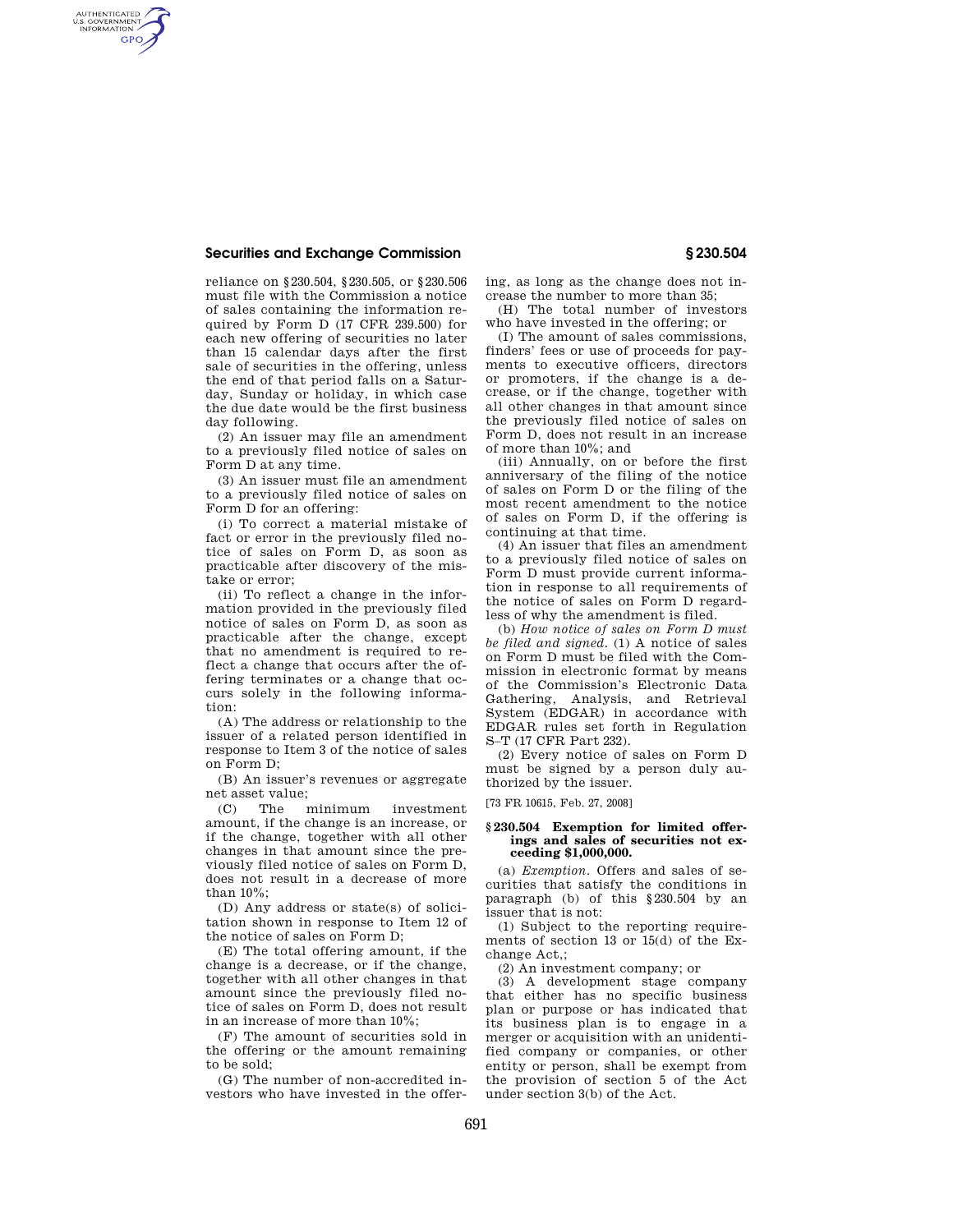reliance on §230.504, §230.505, or §230.506 must file with the Commission a notice of sales containing the information required by Form D (17 CFR 239.500) for each new offering of securities no later than 15 calendar days after the first sale of securities in the offering, unless the end of that period falls on a Saturday, Sunday or holiday, in which case the due date would be the first business day following.

(2) An issuer may file an amendment to a previously filed notice of sales on Form D at any time.

(3) An issuer must file an amendment to a previously filed notice of sales on Form D for an offering:

(i) To correct a material mistake of fact or error in the previously filed notice of sales on Form D, as soon as practicable after discovery of the mistake or error;

(ii) To reflect a change in the information provided in the previously filed notice of sales on Form D, as soon as practicable after the change, except that no amendment is required to reflect a change that occurs after the offering terminates or a change that occurs solely in the following information:

(A) The address or relationship to the issuer of a related person identified in response to Item 3 of the notice of sales on Form D;

(B) An issuer's revenues or aggregate net asset value;

(C) The minimum investment amount, if the change is an increase, or if the change, together with all other changes in that amount since the previously filed notice of sales on Form D, does not result in a decrease of more than 10%;

(D) Any address or state(s) of solicitation shown in response to Item 12 of the notice of sales on Form D;

(E) The total offering amount, if the change is a decrease, or if the change, together with all other changes in that amount since the previously filed notice of sales on Form D, does not result in an increase of more than 10%;

(F) The amount of securities sold in the offering or the amount remaining to be sold;

(G) The number of non-accredited investors who have invested in the offering, as long as the change does not increase the number to more than 35;

(H) The total number of investors who have invested in the offering; or

(I) The amount of sales commissions, finders' fees or use of proceeds for payments to executive officers, directors or promoters, if the change is a decrease, or if the change, together with all other changes in that amount since the previously filed notice of sales on Form D, does not result in an increase of more than 10%; and

(iii) Annually, on or before the first anniversary of the filing of the notice of sales on Form D or the filing of the most recent amendment to the notice of sales on Form D, if the offering is continuing at that time.

(4) An issuer that files an amendment to a previously filed notice of sales on Form D must provide current information in response to all requirements of the notice of sales on Form D regardless of why the amendment is filed.

(b) *How notice of sales on Form D must be filed and signed.* (1) A notice of sales on Form D must be filed with the Commission in electronic format by means of the Commission's Electronic Data Gathering, Analysis, and Retrieval System (EDGAR) in accordance with EDGAR rules set forth in Regulation S–T (17 CFR Part 232).

(2) Every notice of sales on Form D must be signed by a person duly authorized by the issuer.

[73 FR 10615, Feb. 27, 2008]

### §230.504 Exemption for limited offerings and sales of securities not exceeding $1,000,000.

(a) *Exemption.* Offers and sales of securities that satisfy the conditions in paragraph (b) of this §230.504 by an issuer that is not:

(1) Subject to the reporting requirements of section 13 or 15(d) of the Exchange Act,;

(2) An investment company; or

(3) A development stage company that either has no specific business plan or purpose or has indicated that its business plan is to engage in a merger or acquisition with an unidentified company or companies, or other entity or person, shall be exempt from the provision of section 5 of the Act under section 3(b) of the Act.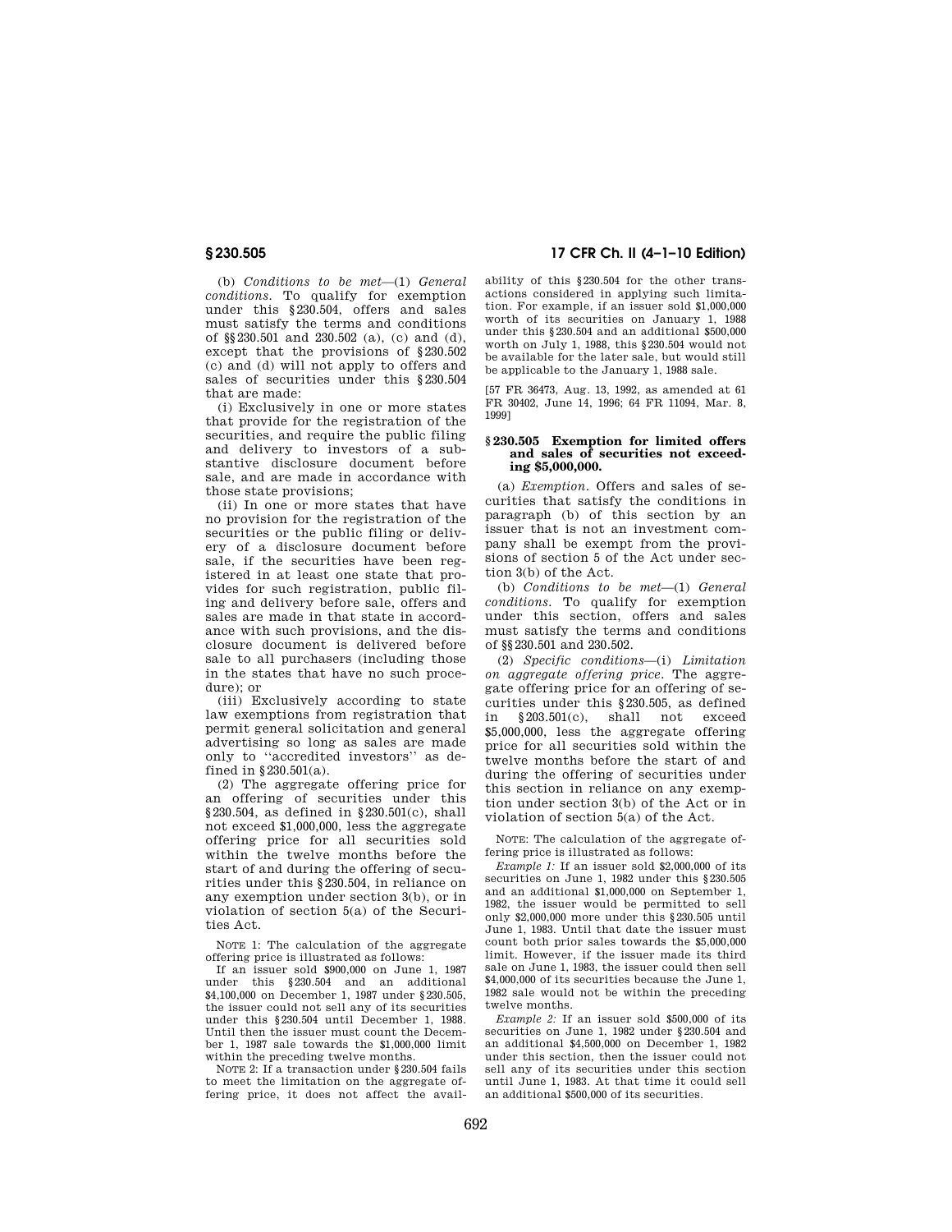(b) *Conditions to be met*—(1) *General conditions.* To qualify for exemption under this §230.504, offers and sales must satisfy the terms and conditions of §§230.501 and 230.502 (a), (c) and (d), except that the provisions of §230.502 (c) and (d) will not apply to offers and sales of securities under this §230.504 that are made:

(i) Exclusively in one or more states that provide for the registration of the securities, and require the public filing and delivery to investors of a substantive disclosure document before sale, and are made in accordance with those state provisions;

(ii) In one or more states that have no provision for the registration of the securities or the public filing or delivery of a disclosure document before sale, if the securities have been registered in at least one state that provides for such registration, public filing and delivery before sale, offers and sales are made in that state in accordance with such provisions, and the disclosure document is delivered before sale to all purchasers (including those in the states that have no such procedure); or

(iii) Exclusively according to state law exemptions from registration that permit general solicitation and general advertising so long as sales are made only to ''accredited investors'' as defined in §230.501(a).

(2) The aggregate offering price for an offering of securities under this §230.504, as defined in §230.501(c), shall not exceed $1,000,000, less the aggregate offering price for all securities sold within the twelve months before the start of and during the offering of securities under this §230.504, in reliance on any exemption under section 3(b), or in violation of section 5(a) of the Securities Act.

NOTE 1: The calculation of the aggregate offering price is illustrated as follows:

If an issuer sold $900,000 on June 1, 1987 under this §230.504 and an additional $4,100,000 on December 1, 1987 under §230.505, the issuer could not sell any of its securities under this §230.504 until December 1, 1988. Until then the issuer must count the December 1, 1987 sale towards the $1,000,000 limit within the preceding twelve months.

NOTE 2: If a transaction under §230.504 fails to meet the limitation on the aggregate offering price, it does not affect the availability of this §230.504 for the other transactions considered in applying such limitation. For example, if an issuer sold $1,000,000 worth of its securities on January 1, 1988 under this §230.504 and an additional $500,000 worth on July 1, 1988, this §230.504 would not be available for the later sale, but would still be applicable to the January 1, 1988 sale.

[57 FR 36473, Aug. 13, 1992, as amended at 61 FR 30402, June 14, 1996; 64 FR 11094, Mar. 8, 1999]

### §230.505 Exemption for limited offers and sales of securities not exceeding $5,000,000.

(a) *Exemption.* Offers and sales of securities that satisfy the conditions in paragraph (b) of this section by an issuer that is not an investment company shall be exempt from the provisions of section 5 of the Act under section 3(b) of the Act.

(b) *Conditions to be met*—(1) *General conditions.* To qualify for exemption under this section, offers and sales must satisfy the terms and conditions of §§230.501 and 230.502.

(2) *Specific conditions*—(i) *Limitation on aggregate offering price.* The aggregate offering price for an offering of securities under this §230.505, as defined in §203.501(c), shall not exceed $5,000,000, less the aggregate offering price for all securities sold within the twelve months before the start of and during the offering of securities under this section in reliance on any exemption under section 3(b) of the Act or in violation of section 5(a) of the Act.

NOTE: The calculation of the aggregate offering price is illustrated as follows:

*Example 1:* If an issuer sold $2,000,000 of its securities on June 1, 1982 under this §230.505 and an additional $1,000,000 on September 1, 1982, the issuer would be permitted to sell only $2,000,000 more under this §230.505 until June 1, 1983. Until that date the issuer must count both prior sales towards the $5,000,000 limit. However, if the issuer made its third sale on June 1, 1983, the issuer could then sell $4,000,000 of its securities because the June 1, 1982 sale would not be within the preceding twelve months.

*Example 2:* If an issuer sold $500,000 of its securities on June 1, 1982 under §230.504 and an additional $4,500,000 on December 1, 1982 under this section, then the issuer could not sell any of its securities under this section until June 1, 1983. At that time it could sell an additional $500,000 of its securities.